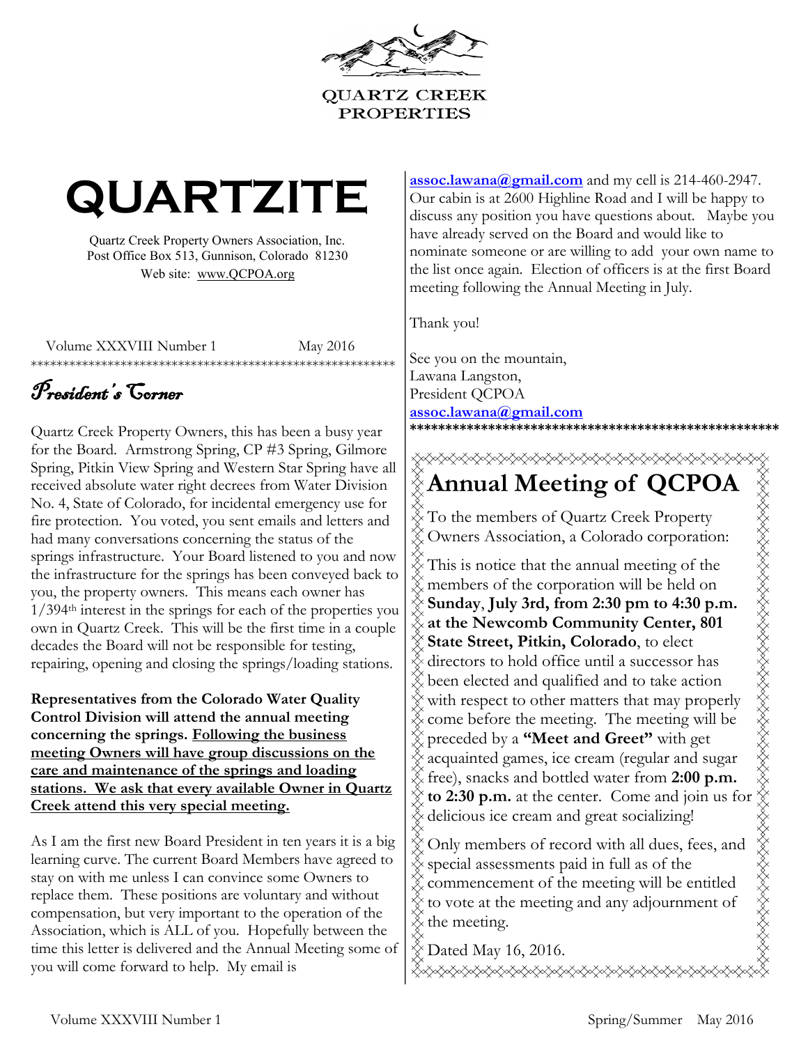QUARTZ CREEK PROPERTIES

# QUARTZITE

Quartz Creek Property Owners Association, Inc.
Post Office Box 513, Gunnison, Colorado 81230
Web site: www.QCPOA.org

Volume XXXVIII Number 1 May 2016

************************************************************

## *President's Corner*

Quartz Creek Property Owners, this has been a busy year for the Board. Armstrong Spring, CP #3 Spring, Gilmore Spring, Pitkin View Spring and Western Star Spring have all received absolute water right decrees from Water Division No. 4, State of Colorado, for incidental emergency use for fire protection. You voted, you sent emails and letters and had many conversations concerning the status of the springs infrastructure. Your Board listened to you and now the infrastructure for the springs has been conveyed back to you, the property owners. This means each owner has 1/394th interest in the springs for each of the properties you own in Quartz Creek. This will be the first time in a couple decades the Board will not be responsible for testing, repairing, opening and closing the springs/loading stations.

**Representatives from the Colorado Water Quality Control Division will attend the annual meeting concerning the springs. Following the business meeting Owners will have group discussions on the care and maintenance of the springs and loading stations. We ask that every available Owner in Quartz Creek attend this very special meeting.**

As I am the first new Board President in ten years it is a big learning curve. The current Board Members have agreed to stay on with me unless I can convince some Owners to replace them. These positions are voluntary and without compensation, but very important to the operation of the Association, which is ALL of you. Hopefully between the time this letter is delivered and the Annual Meeting some of you will come forward to help. My email is assoc.lawana@gmail.com and my cell is 214-460-2947. Our cabin is at 2600 Highline Road and I will be happy to discuss any position you have questions about. Maybe you have already served on the Board and would like to nominate someone or are willing to add your own name to the list once again. Election of officers is at the first Board meeting following the Annual Meeting in July.

Thank you!

See you on the mountain,
Lawana Langston,
President QCPOA
assoc.lawana@gmail.com

************************************************************

## Annual Meeting of QCPOA

To the members of Quartz Creek Property Owners Association, a Colorado corporation:

This is notice that the annual meeting of the members of the corporation will be held on **Sunday**, **July 3rd, from 2:30 pm to 4:30 p.m. at the Newcomb Community Center, 801 State Street, Pitkin, Colorado**, to elect directors to hold office until a successor has been elected and qualified and to take action with respect to other matters that may properly come before the meeting. The meeting will be preceded by a **"Meet and Greet"** with get acquainted games, ice cream (regular and sugar free), snacks and bottled water from **2:00 p.m. to 2:30 p.m.** at the center. Come and join us for delicious ice cream and great socializing!

Only members of record with all dues, fees, and special assessments paid in full as of the commencement of the meeting will be entitled to vote at the meeting and any adjournment of the meeting.

Dated May 16, 2016.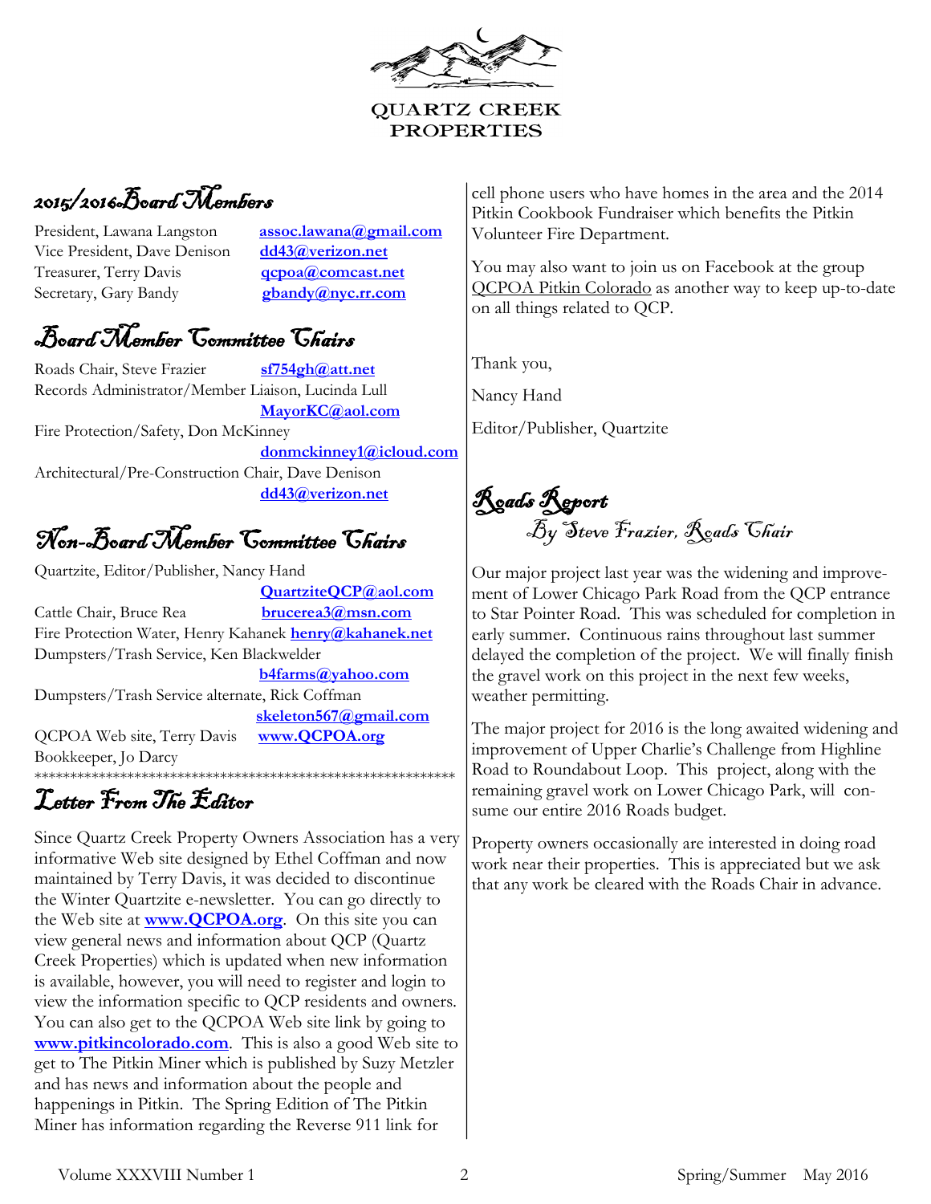QUARTZ CREEK PROPERTIES

## 2015/2016 Board Members

President, Lawana Langston **assoc.lawana@gmail.com**
Vice President, Dave Denison **dd43@verizon.net**
Treasurer, Terry Davis **qcpoa@comcast.net**
Secretary, Gary Bandy **gbandy@nyc.rr.com**

## Board Member Committee Chairs

Roads Chair, Steve Frazier **sf754gh@att.net**
Records Administrator/Member Liaison, Lucinda Lull **MayorKC@aol.com**
Fire Protection/Safety, Don McKinney **donmckinney1@icloud.com**
Architectural/Pre-Construction Chair, Dave Denison **dd43@verizon.net**

## Non-Board Member Committee Chairs

Quartzite, Editor/Publisher, Nancy Hand **QuartziteQCP@aol.com**
Cattle Chair, Bruce Rea **brucerea3@msn.com**
Fire Protection Water, Henry Kahanek **henry@kahanek.net**
Dumpsters/Trash Service, Ken Blackwelder **b4farms@yahoo.com**
Dumpsters/Trash Service alternate, Rick Coffman **skeleton567@gmail.com**
QCPOA Web site, Terry Davis **www.QCPOA.org**
Bookkeeper, Jo Darcy

************************************************************

## Letter From The Editor

Since Quartz Creek Property Owners Association has a very informative Web site designed by Ethel Coffman and now maintained by Terry Davis, it was decided to discontinue the Winter Quartzite e-newsletter. You can go directly to the Web site at **www.QCPOA.org**. On this site you can view general news and information about QCP (Quartz Creek Properties) which is updated when new information is available, however, you will need to register and login to view the information specific to QCP residents and owners. You can also get to the QCPOA Web site link by going to **www.pitkincolorado.com**. This is also a good Web site to get to The Pitkin Miner which is published by Suzy Metzler and has news and information about the people and happenings in Pitkin. The Spring Edition of The Pitkin Miner has information regarding the Reverse 911 link for cell phone users who have homes in the area and the 2014 Pitkin Cookbook Fundraiser which benefits the Pitkin Volunteer Fire Department.

You may also want to join us on Facebook at the group QCPOA Pitkin Colorado as another way to keep up-to-date on all things related to QCP.

Thank you,

Nancy Hand

Editor/Publisher, Quartzite

## Roads Report

### By Steve Frazier, Roads Chair

Our major project last year was the widening and improvement of Lower Chicago Park Road from the QCP entrance to Star Pointer Road. This was scheduled for completion in early summer. Continuous rains throughout last summer delayed the completion of the project. We will finally finish the gravel work on this project in the next few weeks, weather permitting.

The major project for 2016 is the long awaited widening and improvement of Upper Charlie's Challenge from Highline Road to Roundabout Loop. This project, along with the remaining gravel work on Lower Chicago Park, will consume our entire 2016 Roads budget.

Property owners occasionally are interested in doing road work near their properties. This is appreciated but we ask that any work be cleared with the Roads Chair in advance.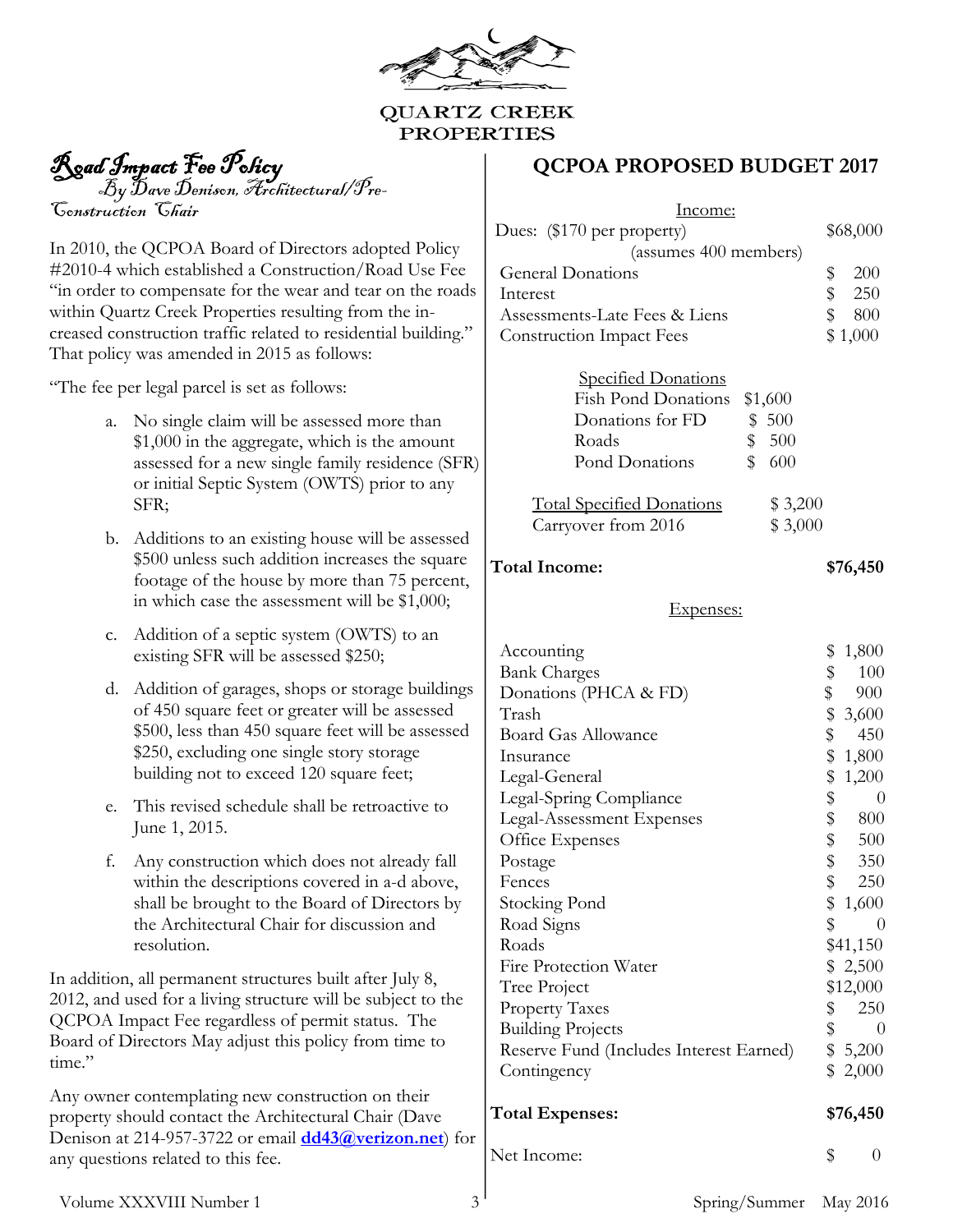QUARTZ CREEK PROPERTIES

## Road Impact Fee Policy

*By Dave Denison, Architectural/Pre-Construction Chair*

In 2010, the QCPOA Board of Directors adopted Policy #2010-4 which established a Construction/Road Use Fee "in order to compensate for the wear and tear on the roads within Quartz Creek Properties resulting from the increased construction traffic related to residential building." That policy was amended in 2015 as follows:

"The fee per legal parcel is set as follows:

a. No single claim will be assessed more than $1,000 in the aggregate, which is the amount assessed for a new single family residence (SFR) or initial Septic System (OWTS) prior to any SFR;

b. Additions to an existing house will be assessed $500 unless such addition increases the square footage of the house by more than 75 percent, in which case the assessment will be $1,000;

c. Addition of a septic system (OWTS) to an existing SFR will be assessed $250;

d. Addition of garages, shops or storage buildings of 450 square feet or greater will be assessed $500, less than 450 square feet will be assessed $250, excluding one single story storage building not to exceed 120 square feet;

e. This revised schedule shall be retroactive to June 1, 2015.

f. Any construction which does not already fall within the descriptions covered in a-d above, shall be brought to the Board of Directors by the Architectural Chair for discussion and resolution.

In addition, all permanent structures built after July 8, 2012, and used for a living structure will be subject to the QCPOA Impact Fee regardless of permit status. The Board of Directors May adjust this policy from time to time."

Any owner contemplating new construction on their property should contact the Architectural Chair (Dave Denison at 214-957-3722 or email **dd43@verizon.net**) for any questions related to this fee.

## QCPOA PROPOSED BUDGET 2017

**Income:**

| Item | | Amount |
|---|---|---|
| Dues: ($170 per property) (assumes 400 members) | | $68,000 |
| General Donations | | $ 200 |
| Interest | | $ 250 |
| Assessments-Late Fees & Liens | | $ 800 |
| Construction Impact Fees | | $ 1,000 |
| *Specified Donations* | | |
| Fish Pond Donations | $1,600 | |
| Donations for FD | $ 500 | |
| Roads | $ 500 | |
| Pond Donations | $ 600 | |
| Total Specified Donations | $ 3,200 | |
| Carryover from 2016 | $ 3,000 | |
| **Total Income:** | | **$76,450** |

**Expenses:**

| Item | Amount |
|---|---|
| Accounting | $ 1,800 |
| Bank Charges | $ 100 |
| Donations (PHCA & FD) | $ 900 |
| Trash | $ 3,600 |
| Board Gas Allowance | $ 450 |
| Insurance | $ 1,800 |
| Legal-General | $ 1,200 |
| Legal-Spring Compliance | $ 0 |
| Legal-Assessment Expenses | $ 800 |
| Office Expenses | $ 500 |
| Postage | $ 350 |
| Fences | $ 250 |
| Stocking Pond | $ 1,600 |
| Road Signs | $ 0 |
| Roads | $41,150 |
| Fire Protection Water | $ 2,500 |
| Tree Project | $12,000 |
| Property Taxes | $ 250 |
| Building Projects | $ 0 |
| Reserve Fund (Includes Interest Earned) | $ 5,200 |
| Contingency | $ 2,000 |
| **Total Expenses:** | **$76,450** |
| Net Income: | $ 0 |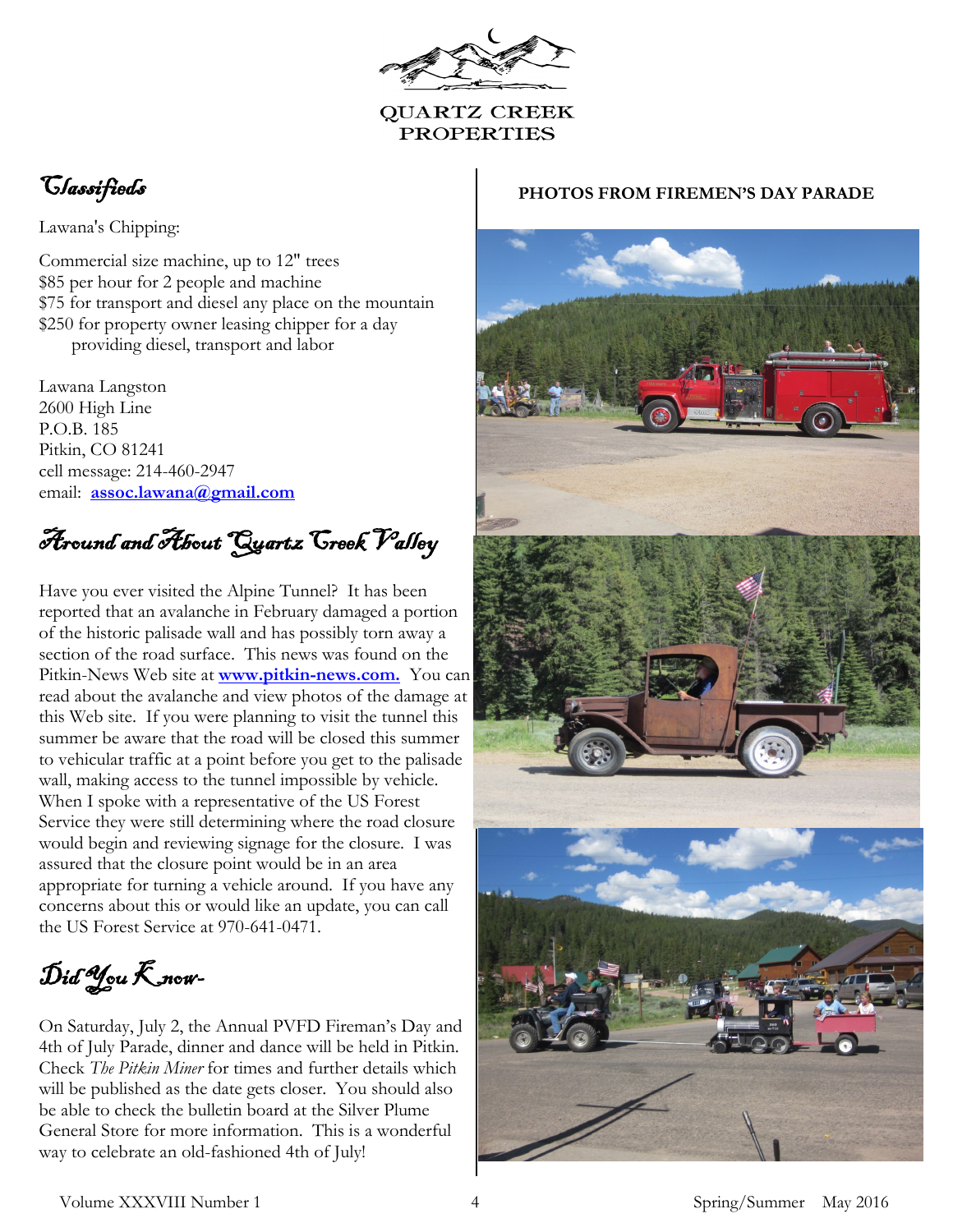QUARTZ CREEK PROPERTIES

## Classifieds

Lawana's Chipping:

Commercial size machine, up to 12" trees
$85 per hour for 2 people and machine
$75 for transport and diesel any place on the mountain
$250 for property owner leasing chipper for a day providing diesel, transport and labor

Lawana Langston
2600 High Line
P.O.B. 185
Pitkin, CO 81241
cell message: 214-460-2947
email: **assoc.lawana@gmail.com**

## Around and About Quartz Creek Valley

Have you ever visited the Alpine Tunnel? It has been reported that an avalanche in February damaged a portion of the historic palisade wall and has possibly torn away a section of the road surface. This news was found on the Pitkin-News Web site at **www.pitkin-news.com.** You can read about the avalanche and view photos of the damage at this Web site. If you were planning to visit the tunnel this summer be aware that the road will be closed this summer to vehicular traffic at a point before you get to the palisade wall, making access to the tunnel impossible by vehicle. When I spoke with a representative of the US Forest Service they were still determining where the road closure would begin and reviewing signage for the closure. I was assured that the closure point would be in an area appropriate for turning a vehicle around. If you have any concerns about this or would like an update, you can call the US Forest Service at 970-641-0471.

## Did You Know-

On Saturday, July 2, the Annual PVFD Fireman's Day and 4th of July Parade, dinner and dance will be held in Pitkin. Check *The Pitkin Miner* for times and further details which will be published as the date gets closer. You should also be able to check the bulletin board at the Silver Plume General Store for more information. This is a wonderful way to celebrate an old-fashioned 4th of July!

**PHOTOS FROM FIREMEN'S DAY PARADE**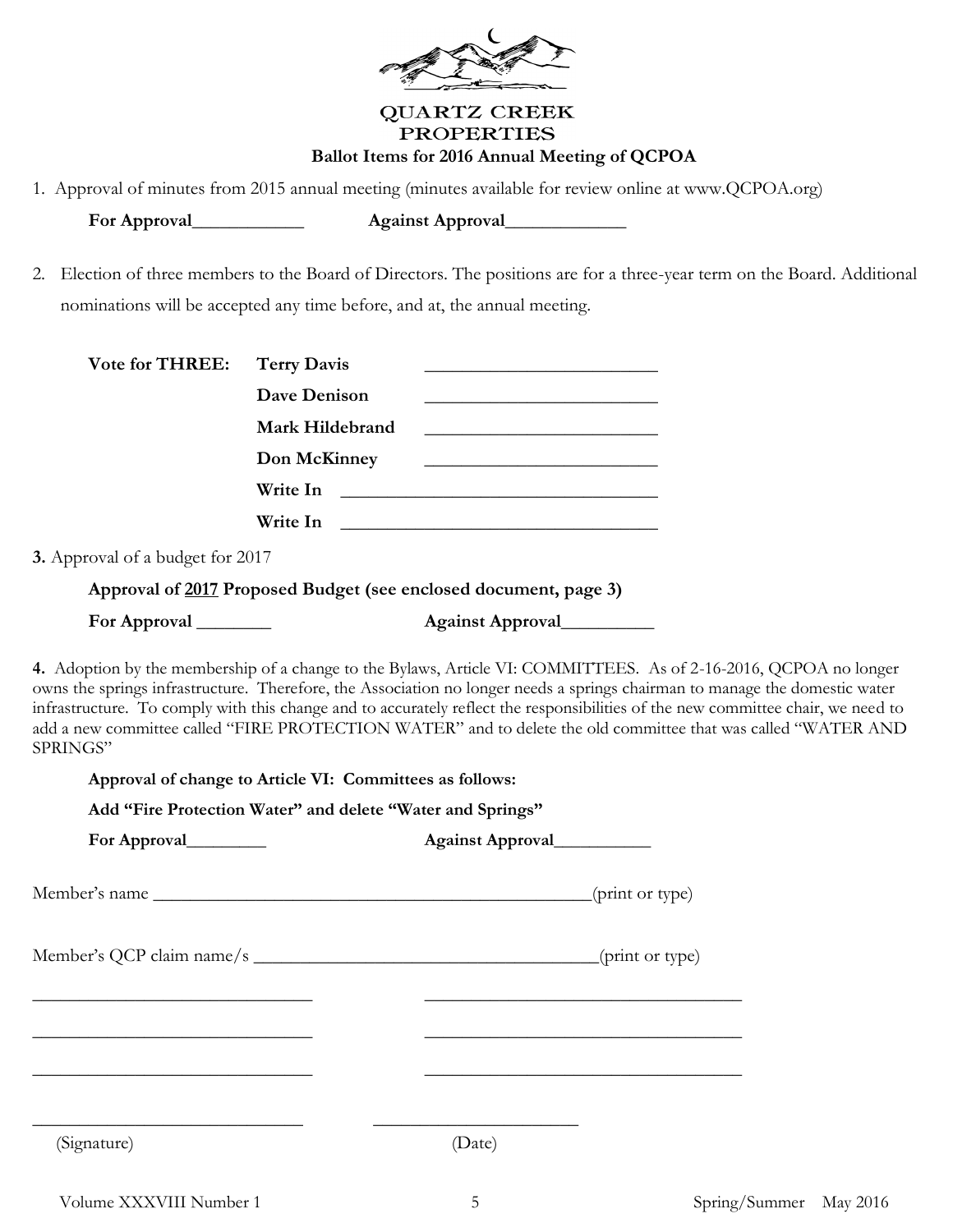# QUARTZ CREEK PROPERTIES

## Ballot Items for 2016 Annual Meeting of QCPOA

1. Approval of minutes from 2015 annual meeting (minutes available for review online at www.QCPOA.org)

   **For Approval____________** **Against Approval_____________**

2. Election of three members to the Board of Directors. The positions are for a three-year term on the Board. Additional nominations will be accepted any time before, and at, the annual meeting.

   **Vote for THREE:**
   - **Terry Davis** _________________________
   - **Dave Denison** _________________________
   - **Mark Hildebrand** _________________________
   - **Don McKinney** _________________________
   - **Write In** ___________________________________
   - **Write In** ___________________________________

**3.** Approval of a budget for 2017

**Approval of 2017 Proposed Budget (see enclosed document, page 3)**

**For Approval ________** **Against Approval__________**

**4.** Adoption by the membership of a change to the Bylaws, Article VI: COMMITTEES. As of 2-16-2016, QCPOA no longer owns the springs infrastructure. Therefore, the Association no longer needs a springs chairman to manage the domestic water infrastructure. To comply with this change and to accurately reflect the responsibilities of the new committee chair, we need to add a new committee called "FIRE PROTECTION WATER" and to delete the old committee that was called "WATER AND SPRINGS"

**Approval of change to Article VI: Committees as follows:**

**Add "Fire Protection Water" and delete "Water and Springs"**

**For Approval_________** **Against Approval___________**

Member's name _________________________________________________(print or type)

Member's QCP claim name/s _____________________________________(print or type)

_______________________________ ___________________________________

_______________________________ ___________________________________

_______________________________ ___________________________________

______________________________ ______________________

(Signature) (Date)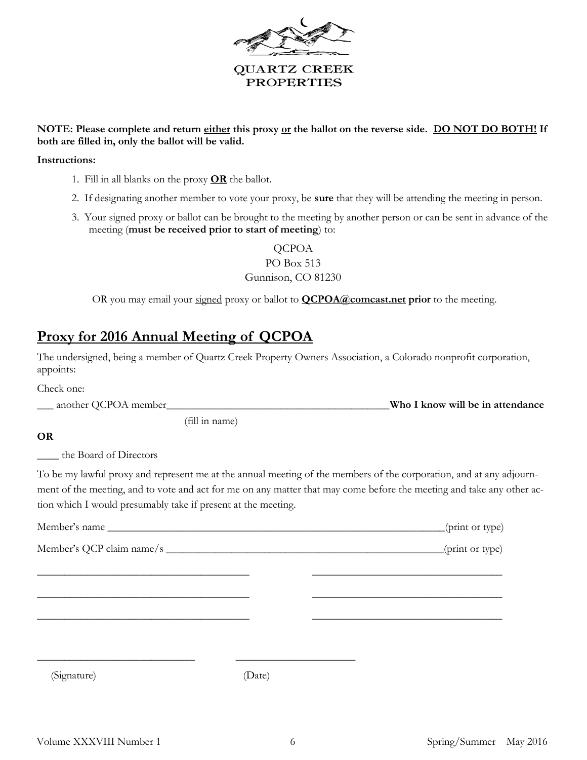QUARTZ CREEK PROPERTIES

**NOTE: Please complete and return <u>either</u> this proxy <u>or</u> the ballot on the reverse side. <u>DO NOT DO BOTH!</u> If both are filled in, only the ballot will be valid.**

**Instructions:**

1. Fill in all blanks on the proxy **<u>OR</u>** the ballot.
2. If designating another member to vote your proxy, be **sure** that they will be attending the meeting in person.
3. Your signed proxy or ballot can be brought to the meeting by another person or can be sent in advance of the meeting (**must be received prior to start of meeting**) to:

QCPOA
PO Box 513
Gunnison, CO 81230

OR you may email your <u>signed</u> proxy or ballot to **<u>QCPOA@comcast.net</u> prior** to the meeting.

## <u>Proxy for 2016 Annual Meeting of QCPOA</u>

The undersigned, being a member of Quartz Creek Property Owners Association, a Colorado nonprofit corporation, appoints:

Check one:

___ another QCPOA member__________________________________________**Who I know will be in attendance**

(fill in name)

**OR**

____ the Board of Directors

To be my lawful proxy and represent me at the annual meeting of the members of the corporation, and at any adjournment of the meeting, and to vote and act for me on any matter that may come before the meeting and take any other action which I would presumably take if present at the meeting.

Member's name _________________________________________________________________(print or type)

Member's QCP claim name/s ____________________________________________________(print or type)

_______________________________________ _______________________________________

_______________________________________ _______________________________________

_______________________________________ _______________________________________

_____________________________ ______________________

(Signature) (Date)